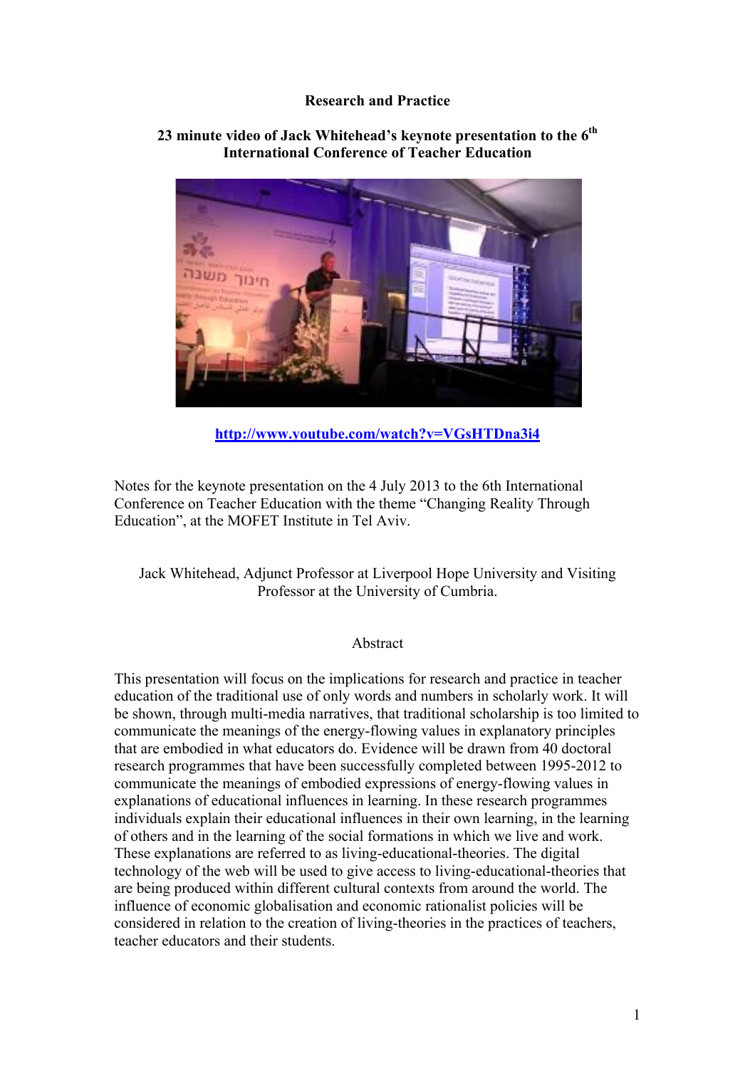**Research and Practice**

**23 minute video of Jack Whitehead's keynote presentation to the 6th International Conference of Teacher Education**

**http://www.youtube.com/watch?v=VGsHTDna3i4**

Notes for the keynote presentation on the 4 July 2013 to the 6th International Conference on Teacher Education with the theme "Changing Reality Through Education", at the MOFET Institute in Tel Aviv.

Jack Whitehead, Adjunct Professor at Liverpool Hope University and Visiting Professor at the University of Cumbria.

Abstract

This presentation will focus on the implications for research and practice in teacher education of the traditional use of only words and numbers in scholarly work. It will be shown, through multi-media narratives, that traditional scholarship is too limited to communicate the meanings of the energy-flowing values in explanatory principles that are embodied in what educators do. Evidence will be drawn from 40 doctoral research programmes that have been successfully completed between 1995-2012 to communicate the meanings of embodied expressions of energy-flowing values in explanations of educational influences in learning. In these research programmes individuals explain their educational influences in their own learning, in the learning of others and in the learning of the social formations in which we live and work. These explanations are referred to as living-educational-theories. The digital technology of the web will be used to give access to living-educational-theories that are being produced within different cultural contexts from around the world. The influence of economic globalisation and economic rationalist policies will be considered in relation to the creation of living-theories in the practices of teachers, teacher educators and their students.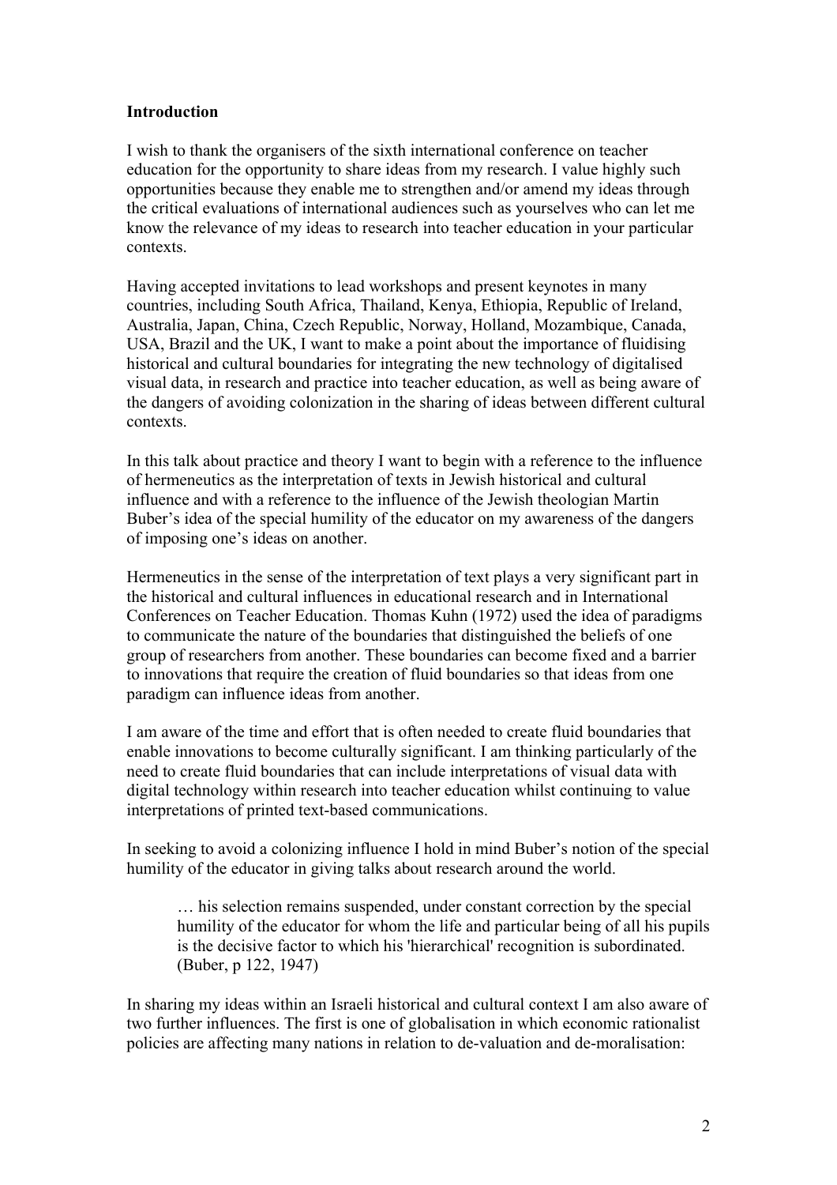## Introduction

I wish to thank the organisers of the sixth international conference on teacher education for the opportunity to share ideas from my research. I value highly such opportunities because they enable me to strengthen and/or amend my ideas through the critical evaluations of international audiences such as yourselves who can let me know the relevance of my ideas to research into teacher education in your particular contexts.

Having accepted invitations to lead workshops and present keynotes in many countries, including South Africa, Thailand, Kenya, Ethiopia, Republic of Ireland, Australia, Japan, China, Czech Republic, Norway, Holland, Mozambique, Canada, USA, Brazil and the UK, I want to make a point about the importance of fluidising historical and cultural boundaries for integrating the new technology of digitalised visual data, in research and practice into teacher education, as well as being aware of the dangers of avoiding colonization in the sharing of ideas between different cultural contexts.

In this talk about practice and theory I want to begin with a reference to the influence of hermeneutics as the interpretation of texts in Jewish historical and cultural influence and with a reference to the influence of the Jewish theologian Martin Buber's idea of the special humility of the educator on my awareness of the dangers of imposing one's ideas on another.

Hermeneutics in the sense of the interpretation of text plays a very significant part in the historical and cultural influences in educational research and in International Conferences on Teacher Education. Thomas Kuhn (1972) used the idea of paradigms to communicate the nature of the boundaries that distinguished the beliefs of one group of researchers from another. These boundaries can become fixed and a barrier to innovations that require the creation of fluid boundaries so that ideas from one paradigm can influence ideas from another.

I am aware of the time and effort that is often needed to create fluid boundaries that enable innovations to become culturally significant. I am thinking particularly of the need to create fluid boundaries that can include interpretations of visual data with digital technology within research into teacher education whilst continuing to value interpretations of printed text-based communications.

In seeking to avoid a colonizing influence I hold in mind Buber's notion of the special humility of the educator in giving talks about research around the world.

> … his selection remains suspended, under constant correction by the special humility of the educator for whom the life and particular being of all his pupils is the decisive factor to which his 'hierarchical' recognition is subordinated. (Buber, p 122, 1947)

In sharing my ideas within an Israeli historical and cultural context I am also aware of two further influences. The first is one of globalisation in which economic rationalist policies are affecting many nations in relation to de-valuation and de-moralisation: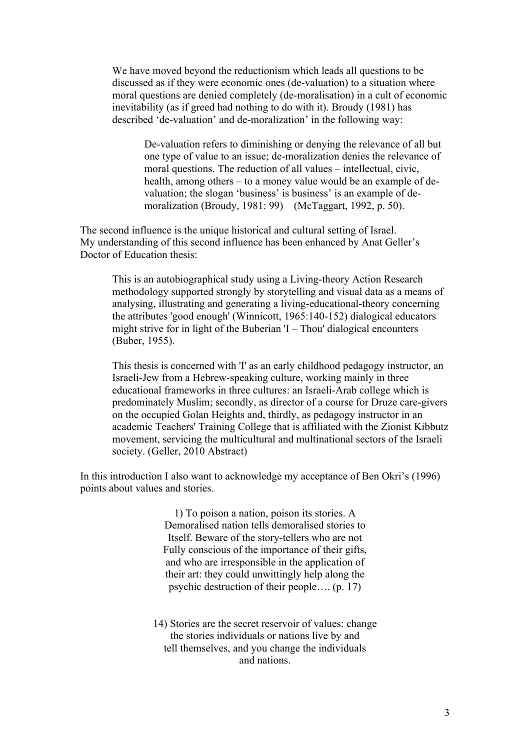> We have moved beyond the reductionism which leads all questions to be discussed as if they were economic ones (de-valuation) to a situation where moral questions are denied completely (de-moralisation) in a cult of economic inevitability (as if greed had nothing to do with it). Broudy (1981) has described 'de-valuation' and de-moralization' in the following way:
>
> > De-valuation refers to diminishing or denying the relevance of all but one type of value to an issue; de-moralization denies the relevance of moral questions. The reduction of all values – intellectual, civic, health, among others – to a money value would be an example of de-valuation; the slogan 'business' is business' is an example of de-moralization (Broudy, 1981: 99) (McTaggart, 1992, p. 50).

The second influence is the unique historical and cultural setting of Israel. My understanding of this second influence has been enhanced by Anat Geller's Doctor of Education thesis:

> This is an autobiographical study using a Living-theory Action Research methodology supported strongly by storytelling and visual data as a means of analysing, illustrating and generating a living-educational-theory concerning the attributes 'good enough' (Winnicott, 1965:140-152) dialogical educators might strive for in light of the Buberian 'I – Thou' dialogical encounters (Buber, 1955).
>
> This thesis is concerned with 'I' as an early childhood pedagogy instructor, an Israeli-Jew from a Hebrew-speaking culture, working mainly in three educational frameworks in three cultures: an Israeli-Arab college which is predominately Muslim; secondly, as director of a course for Druze care-givers on the occupied Golan Heights and, thirdly, as pedagogy instructor in an academic Teachers' Training College that is affiliated with the Zionist Kibbutz movement, servicing the multicultural and multinational sectors of the Israeli society. (Geller, 2010 Abstract)

In this introduction I also want to acknowledge my acceptance of Ben Okri's (1996) points about values and stories.

> 1) To poison a nation, poison its stories. A
> Demoralised nation tells demoralised stories to
> Itself. Beware of the story-tellers who are not
> Fully conscious of the importance of their gifts,
> and who are irresponsible in the application of
> their art: they could unwittingly help along the
> psychic destruction of their people…. (p. 17)
>
> 14) Stories are the secret reservoir of values: change
> the stories individuals or nations live by and
> tell themselves, and you change the individuals
> and nations.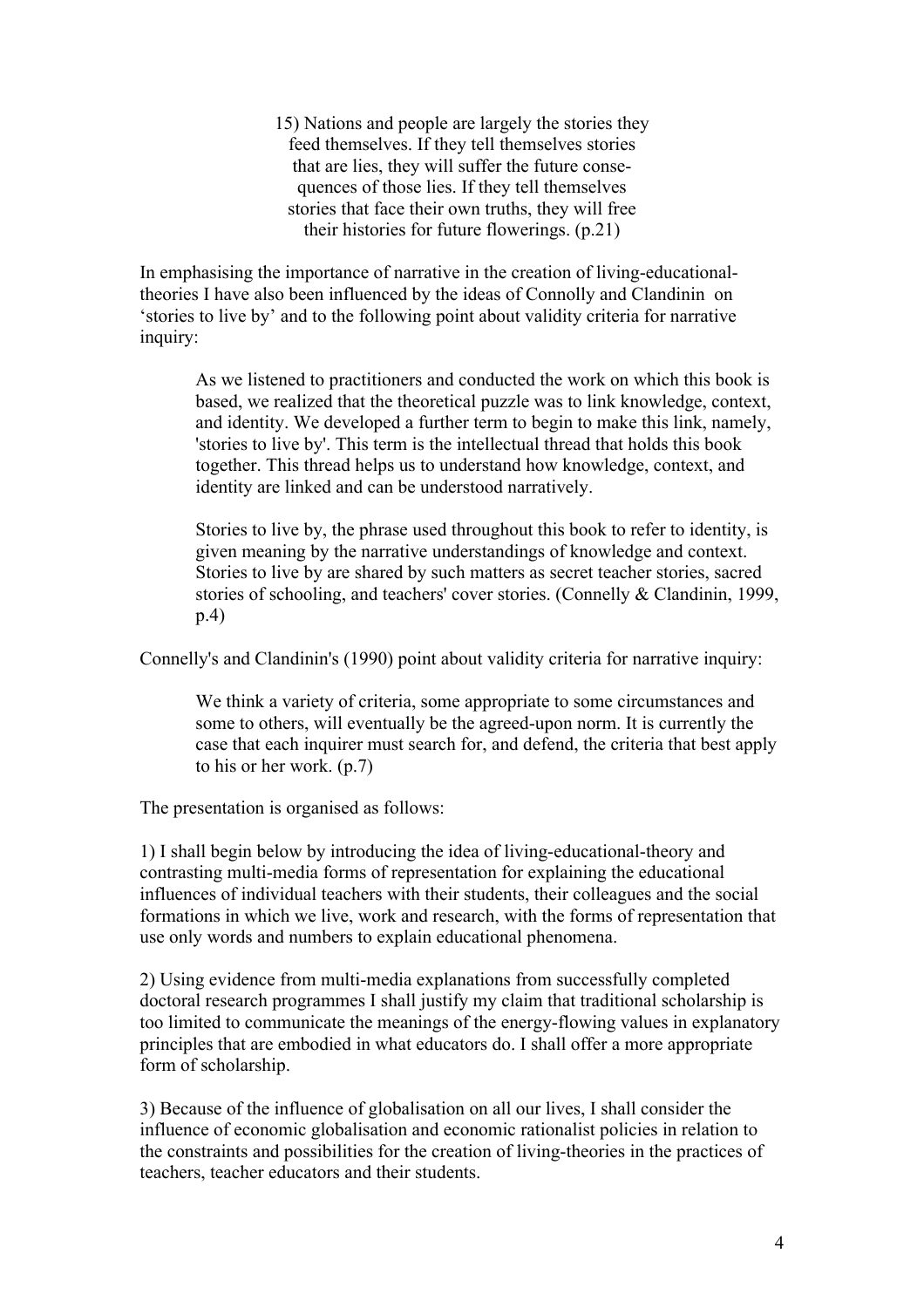> 15) Nations and people are largely the stories they feed themselves. If they tell themselves stories that are lies, they will suffer the future consequences of those lies. If they tell themselves stories that face their own truths, they will free their histories for future flowerings. (p.21)

In emphasising the importance of narrative in the creation of living-educational-theories I have also been influenced by the ideas of Connolly and Clandinin on 'stories to live by' and to the following point about validity criteria for narrative inquiry:

> As we listened to practitioners and conducted the work on which this book is based, we realized that the theoretical puzzle was to link knowledge, context, and identity. We developed a further term to begin to make this link, namely, 'stories to live by'. This term is the intellectual thread that holds this book together. This thread helps us to understand how knowledge, context, and identity are linked and can be understood narratively.
>
> Stories to live by, the phrase used throughout this book to refer to identity, is given meaning by the narrative understandings of knowledge and context. Stories to live by are shared by such matters as secret teacher stories, sacred stories of schooling, and teachers' cover stories. (Connelly & Clandinin, 1999, p.4)

Connelly's and Clandinin's (1990) point about validity criteria for narrative inquiry:

> We think a variety of criteria, some appropriate to some circumstances and some to others, will eventually be the agreed-upon norm. It is currently the case that each inquirer must search for, and defend, the criteria that best apply to his or her work. (p.7)

The presentation is organised as follows:

1) I shall begin below by introducing the idea of living-educational-theory and contrasting multi-media forms of representation for explaining the educational influences of individual teachers with their students, their colleagues and the social formations in which we live, work and research, with the forms of representation that use only words and numbers to explain educational phenomena.

2) Using evidence from multi-media explanations from successfully completed doctoral research programmes I shall justify my claim that traditional scholarship is too limited to communicate the meanings of the energy-flowing values in explanatory principles that are embodied in what educators do. I shall offer a more appropriate form of scholarship.

3) Because of the influence of globalisation on all our lives, I shall consider the influence of economic globalisation and economic rationalist policies in relation to the constraints and possibilities for the creation of living-theories in the practices of teachers, teacher educators and their students.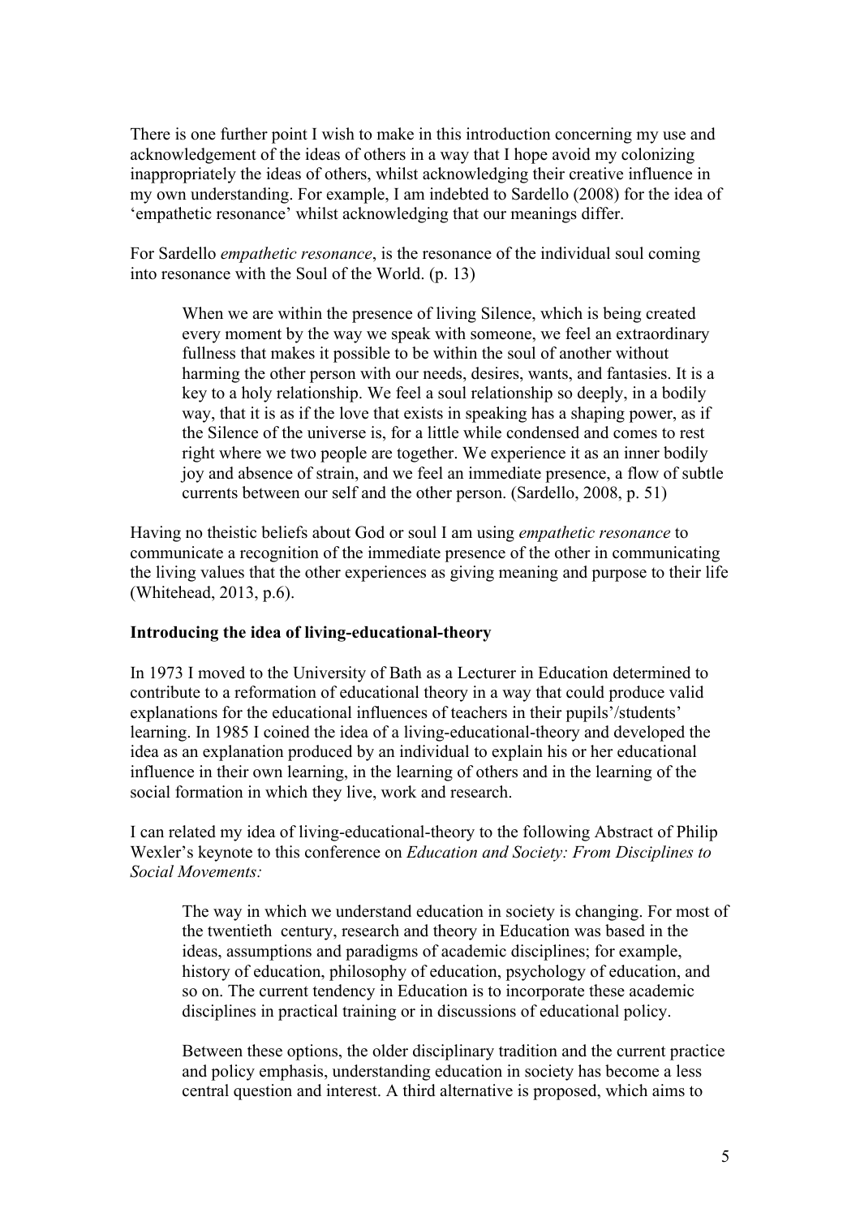There is one further point I wish to make in this introduction concerning my use and acknowledgement of the ideas of others in a way that I hope avoid my colonizing inappropriately the ideas of others, whilst acknowledging their creative influence in my own understanding. For example, I am indebted to Sardello (2008) for the idea of 'empathetic resonance' whilst acknowledging that our meanings differ.

For Sardello *empathetic resonance*, is the resonance of the individual soul coming into resonance with the Soul of the World. (p. 13)

> When we are within the presence of living Silence, which is being created every moment by the way we speak with someone, we feel an extraordinary fullness that makes it possible to be within the soul of another without harming the other person with our needs, desires, wants, and fantasies. It is a key to a holy relationship. We feel a soul relationship so deeply, in a bodily way, that it is as if the love that exists in speaking has a shaping power, as if the Silence of the universe is, for a little while condensed and comes to rest right where we two people are together. We experience it as an inner bodily joy and absence of strain, and we feel an immediate presence, a flow of subtle currents between our self and the other person. (Sardello, 2008, p. 51)

Having no theistic beliefs about God or soul I am using *empathetic resonance* to communicate a recognition of the immediate presence of the other in communicating the living values that the other experiences as giving meaning and purpose to their life (Whitehead, 2013, p.6).

**Introducing the idea of living-educational-theory**

In 1973 I moved to the University of Bath as a Lecturer in Education determined to contribute to a reformation of educational theory in a way that could produce valid explanations for the educational influences of teachers in their pupils'/students' learning. In 1985 I coined the idea of a living-educational-theory and developed the idea as an explanation produced by an individual to explain his or her educational influence in their own learning, in the learning of others and in the learning of the social formation in which they live, work and research.

I can related my idea of living-educational-theory to the following Abstract of Philip Wexler's keynote to this conference on *Education and Society: From Disciplines to Social Movements:*

> The way in which we understand education in society is changing. For most of the twentieth century, research and theory in Education was based in the ideas, assumptions and paradigms of academic disciplines; for example, history of education, philosophy of education, psychology of education, and so on. The current tendency in Education is to incorporate these academic disciplines in practical training or in discussions of educational policy.
>
> Between these options, the older disciplinary tradition and the current practice and policy emphasis, understanding education in society has become a less central question and interest. A third alternative is proposed, which aims to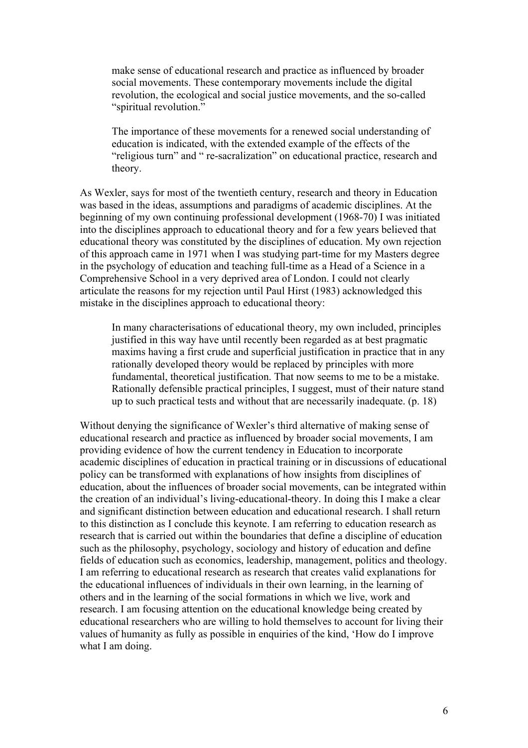> make sense of educational research and practice as influenced by broader social movements. These contemporary movements include the digital revolution, the ecological and social justice movements, and the so-called "spiritual revolution."
>
> The importance of these movements for a renewed social understanding of education is indicated, with the extended example of the effects of the "religious turn" and " re-sacralization" on educational practice, research and theory.

As Wexler, says for most of the twentieth century, research and theory in Education was based in the ideas, assumptions and paradigms of academic disciplines. At the beginning of my own continuing professional development (1968-70) I was initiated into the disciplines approach to educational theory and for a few years believed that educational theory was constituted by the disciplines of education. My own rejection of this approach came in 1971 when I was studying part-time for my Masters degree in the psychology of education and teaching full-time as a Head of a Science in a Comprehensive School in a very deprived area of London. I could not clearly articulate the reasons for my rejection until Paul Hirst (1983) acknowledged this mistake in the disciplines approach to educational theory:

> In many characterisations of educational theory, my own included, principles justified in this way have until recently been regarded as at best pragmatic maxims having a first crude and superficial justification in practice that in any rationally developed theory would be replaced by principles with more fundamental, theoretical justification. That now seems to me to be a mistake. Rationally defensible practical principles, I suggest, must of their nature stand up to such practical tests and without that are necessarily inadequate. (p. 18)

Without denying the significance of Wexler's third alternative of making sense of educational research and practice as influenced by broader social movements, I am providing evidence of how the current tendency in Education to incorporate academic disciplines of education in practical training or in discussions of educational policy can be transformed with explanations of how insights from disciplines of education, about the influences of broader social movements, can be integrated within the creation of an individual's living-educational-theory. In doing this I make a clear and significant distinction between education and educational research. I shall return to this distinction as I conclude this keynote. I am referring to education research as research that is carried out within the boundaries that define a discipline of education such as the philosophy, psychology, sociology and history of education and define fields of education such as economics, leadership, management, politics and theology. I am referring to educational research as research that creates valid explanations for the educational influences of individuals in their own learning, in the learning of others and in the learning of the social formations in which we live, work and research. I am focusing attention on the educational knowledge being created by educational researchers who are willing to hold themselves to account for living their values of humanity as fully as possible in enquiries of the kind, 'How do I improve what I am doing.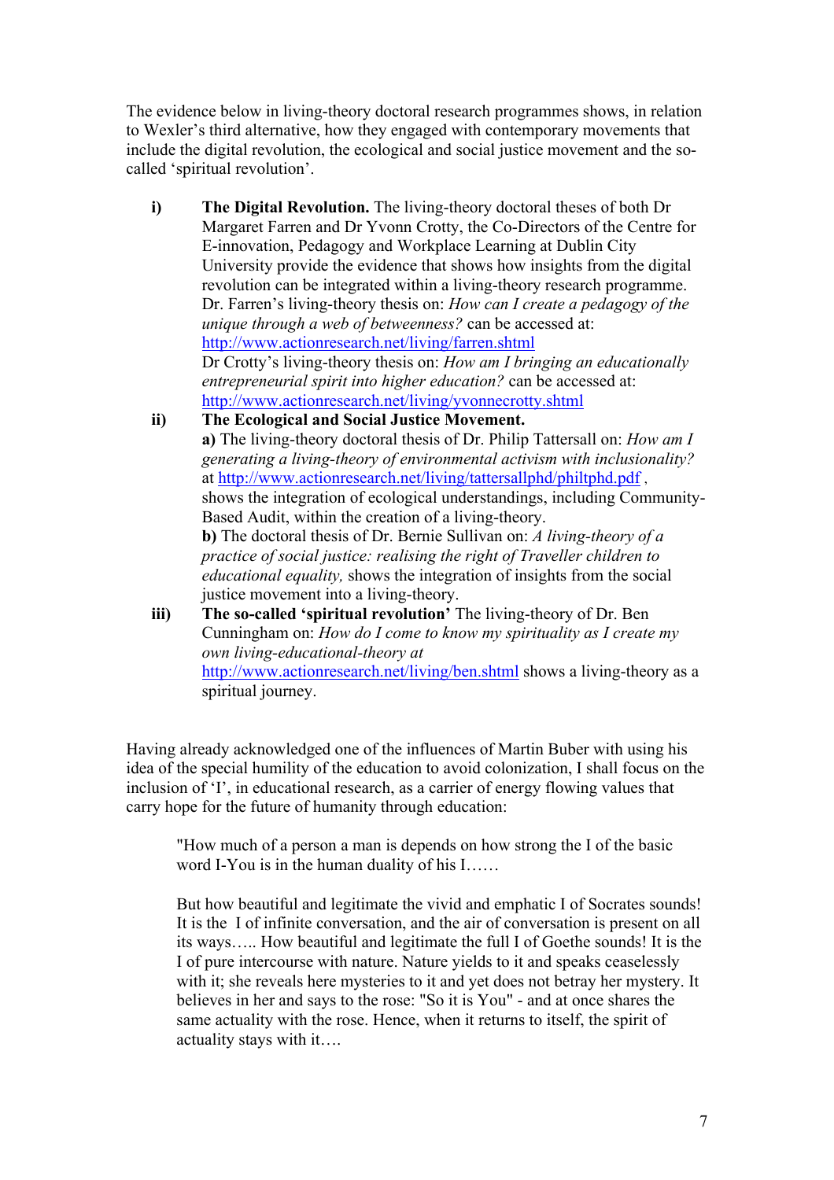The evidence below in living-theory doctoral research programmes shows, in relation to Wexler's third alternative, how they engaged with contemporary movements that include the digital revolution, the ecological and social justice movement and the so-called 'spiritual revolution'.

i) **The Digital Revolution.** The living-theory doctoral theses of both Dr Margaret Farren and Dr Yvonn Crotty, the Co-Directors of the Centre for E-innovation, Pedagogy and Workplace Learning at Dublin City University provide the evidence that shows how insights from the digital revolution can be integrated within a living-theory research programme. Dr. Farren's living-theory thesis on: *How can I create a pedagogy of the unique through a web of betweenness?* can be accessed at: http://www.actionresearch.net/living/farren.shtml
Dr Crotty's living-theory thesis on: *How am I bringing an educationally entrepreneurial spirit into higher education?* can be accessed at: http://www.actionresearch.net/living/yvonnecrotty.shtml

ii) **The Ecological and Social Justice Movement.**
**a)** The living-theory doctoral thesis of Dr. Philip Tattersall on: *How am I generating a living-theory of environmental activism with inclusionality?* at http://www.actionresearch.net/living/tattersallphd/philtphd.pdf , shows the integration of ecological understandings, including Community-Based Audit, within the creation of a living-theory.
**b)** The doctoral thesis of Dr. Bernie Sullivan on: *A living-theory of a practice of social justice: realising the right of Traveller children to educational equality,* shows the integration of insights from the social justice movement into a living-theory.

iii) **The so-called 'spiritual revolution'** The living-theory of Dr. Ben Cunningham on: *How do I come to know my spirituality as I create my own living-educational-theory at* http://www.actionresearch.net/living/ben.shtml shows a living-theory as a spiritual journey.

Having already acknowledged one of the influences of Martin Buber with using his idea of the special humility of the education to avoid colonization, I shall focus on the inclusion of 'I', in educational research, as a carrier of energy flowing values that carry hope for the future of humanity through education:

> "How much of a person a man is depends on how strong the I of the basic word I-You is in the human duality of his I……
>
> But how beautiful and legitimate the vivid and emphatic I of Socrates sounds! It is the I of infinite conversation, and the air of conversation is present on all its ways….. How beautiful and legitimate the full I of Goethe sounds! It is the I of pure intercourse with nature. Nature yields to it and speaks ceaselessly with it; she reveals here mysteries to it and yet does not betray her mystery. It believes in her and says to the rose: "So it is You" - and at once shares the same actuality with the rose. Hence, when it returns to itself, the spirit of actuality stays with it….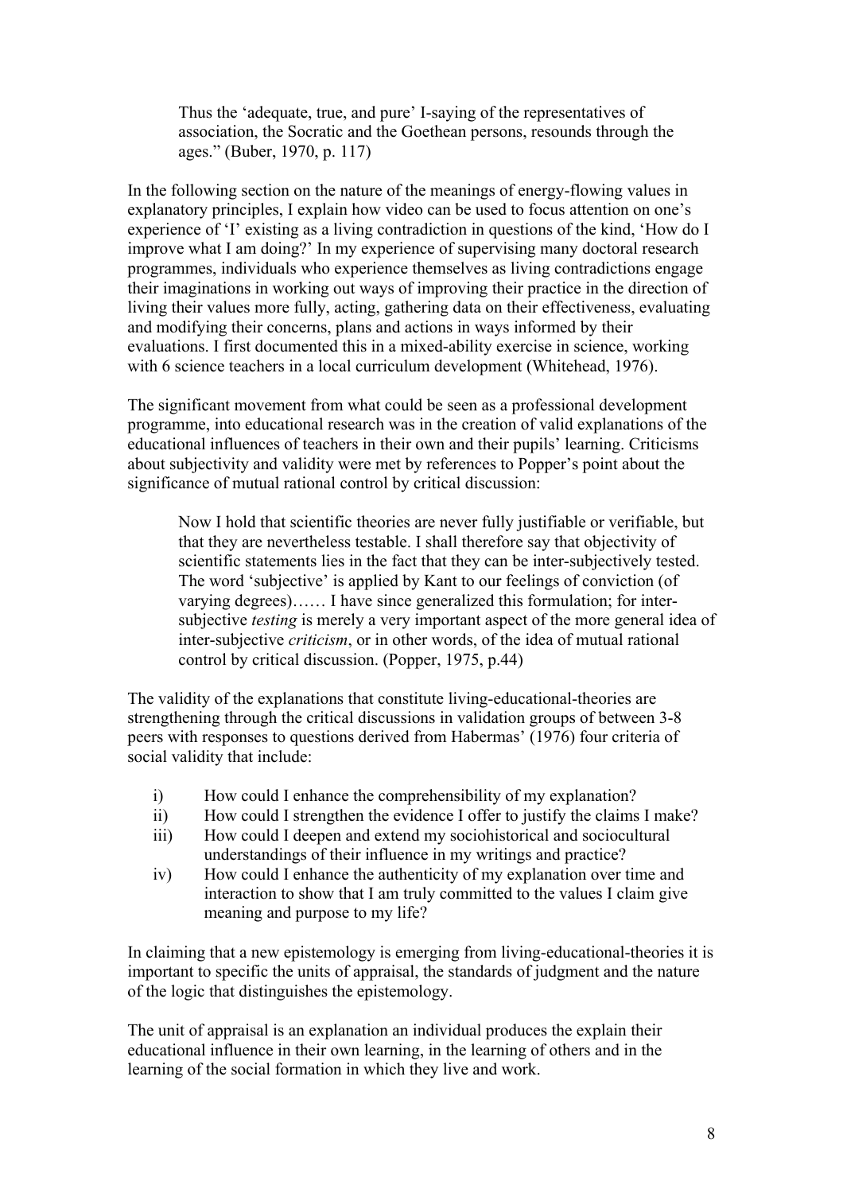> Thus the 'adequate, true, and pure' I-saying of the representatives of association, the Socratic and the Goethean persons, resounds through the ages." (Buber, 1970, p. 117)

In the following section on the nature of the meanings of energy-flowing values in explanatory principles, I explain how video can be used to focus attention on one's experience of 'I' existing as a living contradiction in questions of the kind, 'How do I improve what I am doing?' In my experience of supervising many doctoral research programmes, individuals who experience themselves as living contradictions engage their imaginations in working out ways of improving their practice in the direction of living their values more fully, acting, gathering data on their effectiveness, evaluating and modifying their concerns, plans and actions in ways informed by their evaluations. I first documented this in a mixed-ability exercise in science, working with 6 science teachers in a local curriculum development (Whitehead, 1976).

The significant movement from what could be seen as a professional development programme, into educational research was in the creation of valid explanations of the educational influences of teachers in their own and their pupils' learning. Criticisms about subjectivity and validity were met by references to Popper's point about the significance of mutual rational control by critical discussion:

> Now I hold that scientific theories are never fully justifiable or verifiable, but that they are nevertheless testable. I shall therefore say that objectivity of scientific statements lies in the fact that they can be inter-subjectively tested. The word 'subjective' is applied by Kant to our feelings of conviction (of varying degrees)…… I have since generalized this formulation; for inter-subjective *testing* is merely a very important aspect of the more general idea of inter-subjective *criticism*, or in other words, of the idea of mutual rational control by critical discussion. (Popper, 1975, p.44)

The validity of the explanations that constitute living-educational-theories are strengthening through the critical discussions in validation groups of between 3-8 peers with responses to questions derived from Habermas' (1976) four criteria of social validity that include:

i) How could I enhance the comprehensibility of my explanation?
ii) How could I strengthen the evidence I offer to justify the claims I make?
iii) How could I deepen and extend my sociohistorical and sociocultural understandings of their influence in my writings and practice?
iv) How could I enhance the authenticity of my explanation over time and interaction to show that I am truly committed to the values I claim give meaning and purpose to my life?

In claiming that a new epistemology is emerging from living-educational-theories it is important to specific the units of appraisal, the standards of judgment and the nature of the logic that distinguishes the epistemology.

The unit of appraisal is an explanation an individual produces the explain their educational influence in their own learning, in the learning of others and in the learning of the social formation in which they live and work.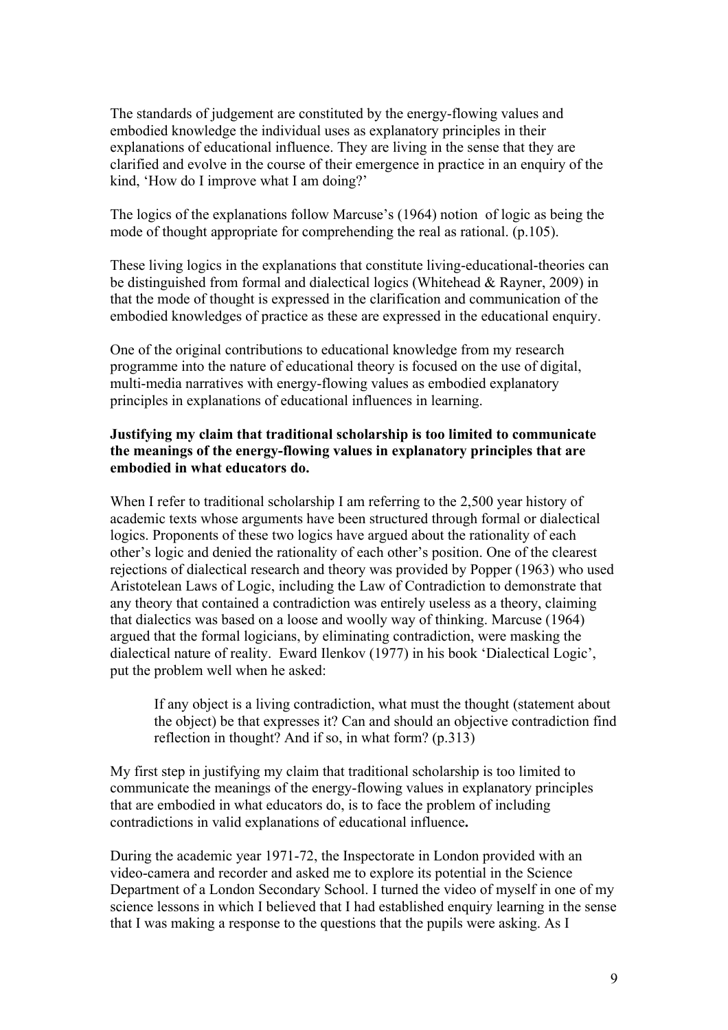The standards of judgement are constituted by the energy-flowing values and embodied knowledge the individual uses as explanatory principles in their explanations of educational influence. They are living in the sense that they are clarified and evolve in the course of their emergence in practice in an enquiry of the kind, 'How do I improve what I am doing?'

The logics of the explanations follow Marcuse's (1964) notion of logic as being the mode of thought appropriate for comprehending the real as rational. (p.105).

These living logics in the explanations that constitute living-educational-theories can be distinguished from formal and dialectical logics (Whitehead & Rayner, 2009) in that the mode of thought is expressed in the clarification and communication of the embodied knowledges of practice as these are expressed in the educational enquiry.

One of the original contributions to educational knowledge from my research programme into the nature of educational theory is focused on the use of digital, multi-media narratives with energy-flowing values as embodied explanatory principles in explanations of educational influences in learning.

**Justifying my claim that traditional scholarship is too limited to communicate the meanings of the energy-flowing values in explanatory principles that are embodied in what educators do.**

When I refer to traditional scholarship I am referring to the 2,500 year history of academic texts whose arguments have been structured through formal or dialectical logics. Proponents of these two logics have argued about the rationality of each other's logic and denied the rationality of each other's position. One of the clearest rejections of dialectical research and theory was provided by Popper (1963) who used Aristotelean Laws of Logic, including the Law of Contradiction to demonstrate that any theory that contained a contradiction was entirely useless as a theory, claiming that dialectics was based on a loose and woolly way of thinking. Marcuse (1964) argued that the formal logicians, by eliminating contradiction, were masking the dialectical nature of reality. Eward Ilenkov (1977) in his book 'Dialectical Logic', put the problem well when he asked:

> If any object is a living contradiction, what must the thought (statement about the object) be that expresses it? Can and should an objective contradiction find reflection in thought? And if so, in what form? (p.313)

My first step in justifying my claim that traditional scholarship is too limited to communicate the meanings of the energy-flowing values in explanatory principles that are embodied in what educators do, is to face the problem of including contradictions in valid explanations of educational influence**.**

During the academic year 1971-72, the Inspectorate in London provided with an video-camera and recorder and asked me to explore its potential in the Science Department of a London Secondary School. I turned the video of myself in one of my science lessons in which I believed that I had established enquiry learning in the sense that I was making a response to the questions that the pupils were asking. As I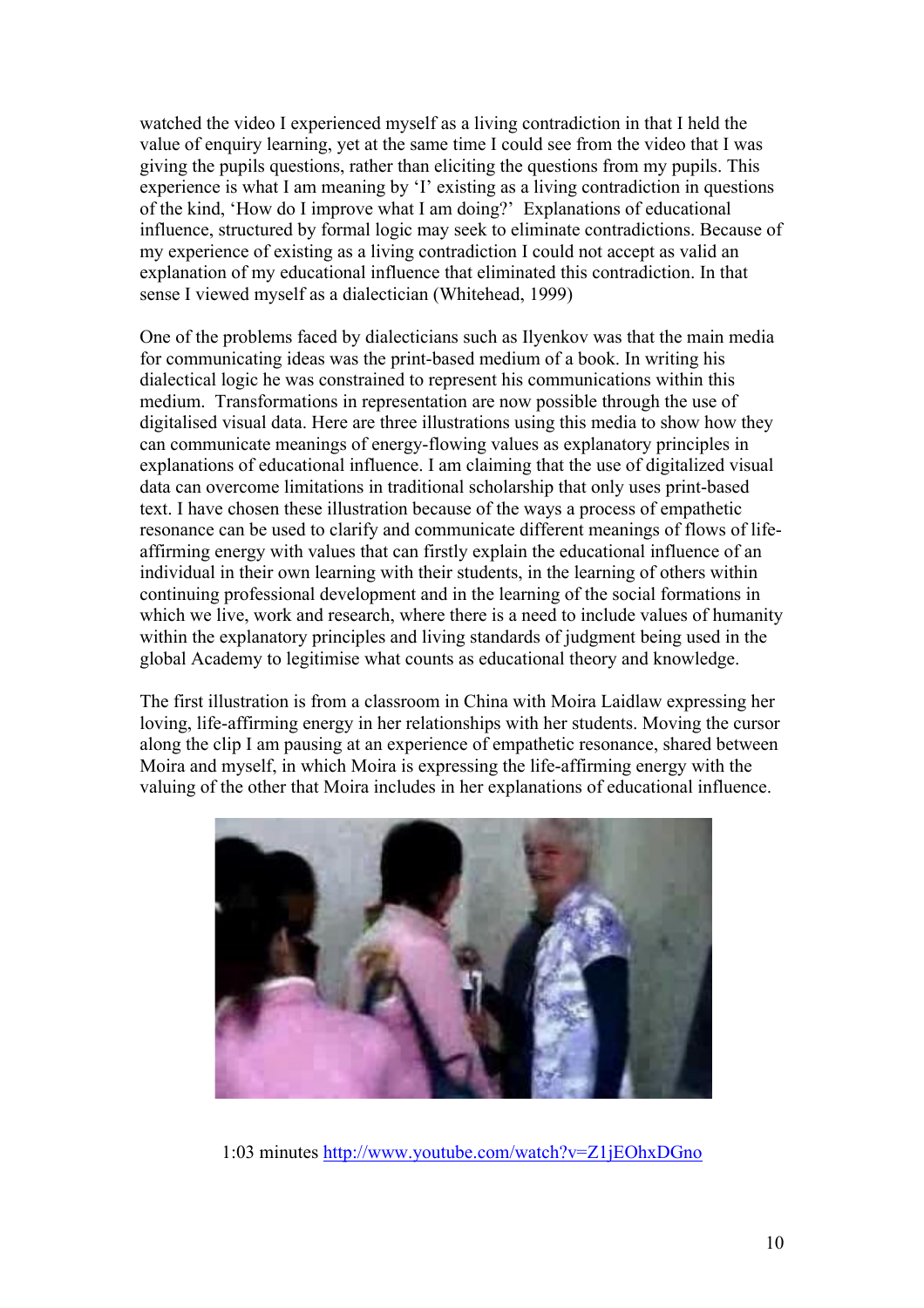watched the video I experienced myself as a living contradiction in that I held the value of enquiry learning, yet at the same time I could see from the video that I was giving the pupils questions, rather than eliciting the questions from my pupils. This experience is what I am meaning by 'I' existing as a living contradiction in questions of the kind, 'How do I improve what I am doing?' Explanations of educational influence, structured by formal logic may seek to eliminate contradictions. Because of my experience of existing as a living contradiction I could not accept as valid an explanation of my educational influence that eliminated this contradiction. In that sense I viewed myself as a dialectician (Whitehead, 1999)

One of the problems faced by dialecticians such as Ilyenkov was that the main media for communicating ideas was the print-based medium of a book. In writing his dialectical logic he was constrained to represent his communications within this medium. Transformations in representation are now possible through the use of digitalised visual data. Here are three illustrations using this media to show how they can communicate meanings of energy-flowing values as explanatory principles in explanations of educational influence. I am claiming that the use of digitalized visual data can overcome limitations in traditional scholarship that only uses print-based text. I have chosen these illustration because of the ways a process of empathetic resonance can be used to clarify and communicate different meanings of flows of life-affirming energy with values that can firstly explain the educational influence of an individual in their own learning with their students, in the learning of others within continuing professional development and in the learning of the social formations in which we live, work and research, where there is a need to include values of humanity within the explanatory principles and living standards of judgment being used in the global Academy to legitimise what counts as educational theory and knowledge.

The first illustration is from a classroom in China with Moira Laidlaw expressing her loving, life-affirming energy in her relationships with her students. Moving the cursor along the clip I am pausing at an experience of empathetic resonance, shared between Moira and myself, in which Moira is expressing the life-affirming energy with the valuing of the other that Moira includes in her explanations of educational influence.

1:03 minutes http://www.youtube.com/watch?v=Z1jEOhxDGno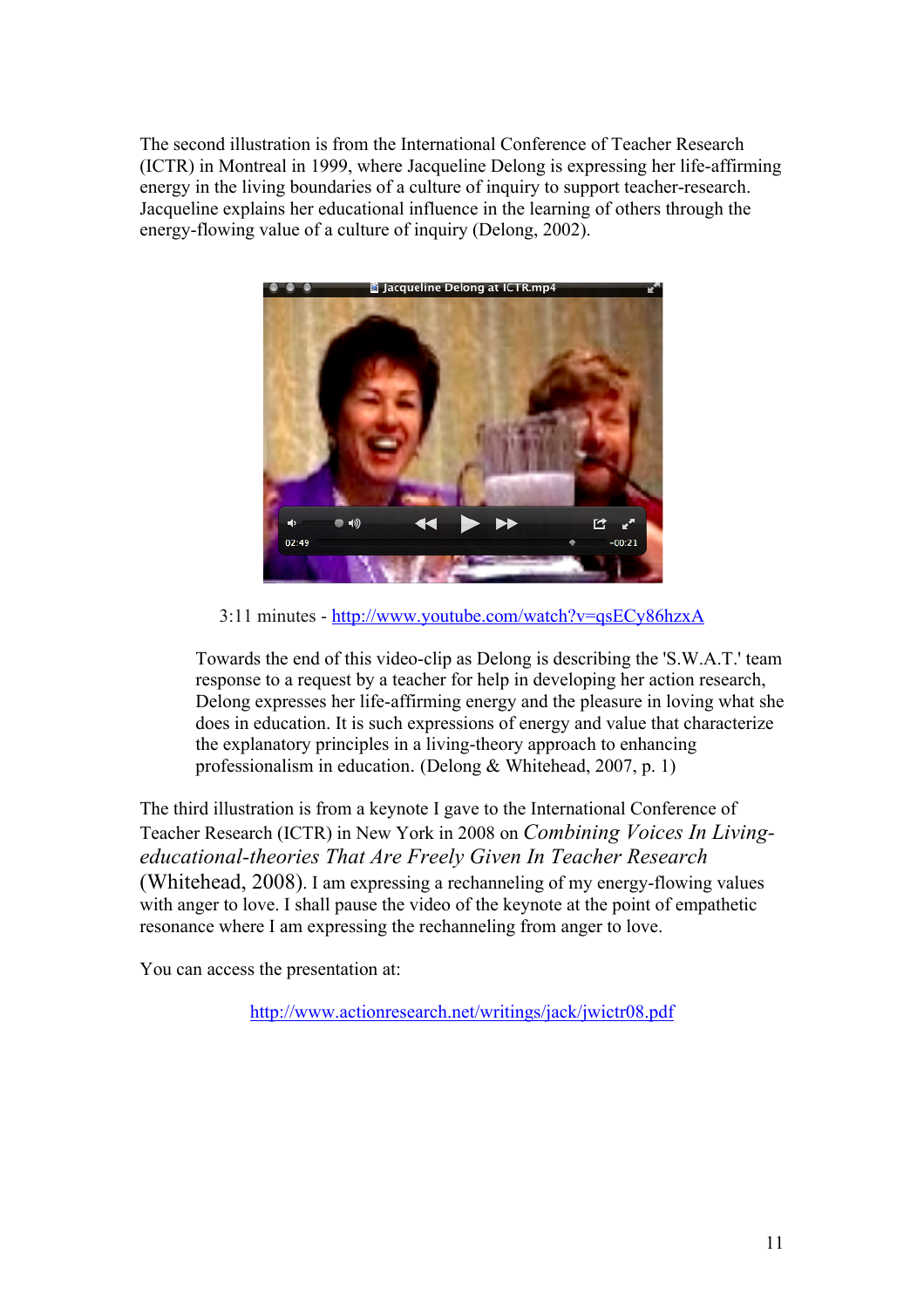The second illustration is from the International Conference of Teacher Research (ICTR) in Montreal in 1999, where Jacqueline Delong is expressing her life-affirming energy in the living boundaries of a culture of inquiry to support teacher-research. Jacqueline explains her educational influence in the learning of others through the energy-flowing value of a culture of inquiry (Delong, 2002).

3:11 minutes - http://www.youtube.com/watch?v=qsECy86hzxA

> Towards the end of this video-clip as Delong is describing the 'S.W.A.T.' team response to a request by a teacher for help in developing her action research, Delong expresses her life-affirming energy and the pleasure in loving what she does in education. It is such expressions of energy and value that characterize the explanatory principles in a living-theory approach to enhancing professionalism in education. (Delong & Whitehead, 2007, p. 1)

The third illustration is from a keynote I gave to the International Conference of Teacher Research (ICTR) in New York in 2008 on *Combining Voices In Living-educational-theories That Are Freely Given In Teacher Research* (Whitehead, 2008). I am expressing a rechanneling of my energy-flowing values with anger to love. I shall pause the video of the keynote at the point of empathetic resonance where I am expressing the rechanneling from anger to love.

You can access the presentation at:

http://www.actionresearch.net/writings/jack/jwictr08.pdf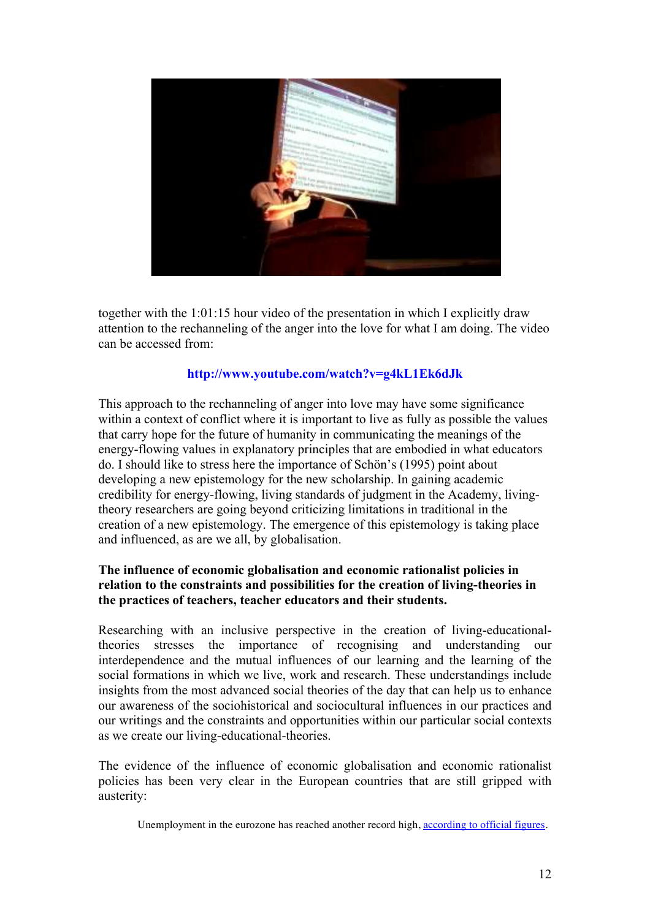together with the 1:01:15 hour video of the presentation in which I explicitly draw attention to the rechanneling of the anger into the love for what I am doing. The video can be accessed from:

**http://www.youtube.com/watch?v=g4kL1Ek6dJk**

This approach to the rechanneling of anger into love may have some significance within a context of conflict where it is important to live as fully as possible the values that carry hope for the future of humanity in communicating the meanings of the energy-flowing values in explanatory principles that are embodied in what educators do. I should like to stress here the importance of Schön's (1995) point about developing a new epistemology for the new scholarship. In gaining academic credibility for energy-flowing, living standards of judgment in the Academy, living-theory researchers are going beyond criticizing limitations in traditional in the creation of a new epistemology. The emergence of this epistemology is taking place and influenced, as are we all, by globalisation.

**The influence of economic globalisation and economic rationalist policies in relation to the constraints and possibilities for the creation of living-theories in the practices of teachers, teacher educators and their students.**

Researching with an inclusive perspective in the creation of living-educational-theories stresses the importance of recognising and understanding our interdependence and the mutual influences of our learning and the learning of the social formations in which we live, work and research. These understandings include insights from the most advanced social theories of the day that can help us to enhance our awareness of the sociohistorical and sociocultural influences in our practices and our writings and the constraints and opportunities within our particular social contexts as we create our living-educational-theories.

The evidence of the influence of economic globalisation and economic rationalist policies has been very clear in the European countries that are still gripped with austerity:

> Unemployment in the eurozone has reached another record high, according to official figures.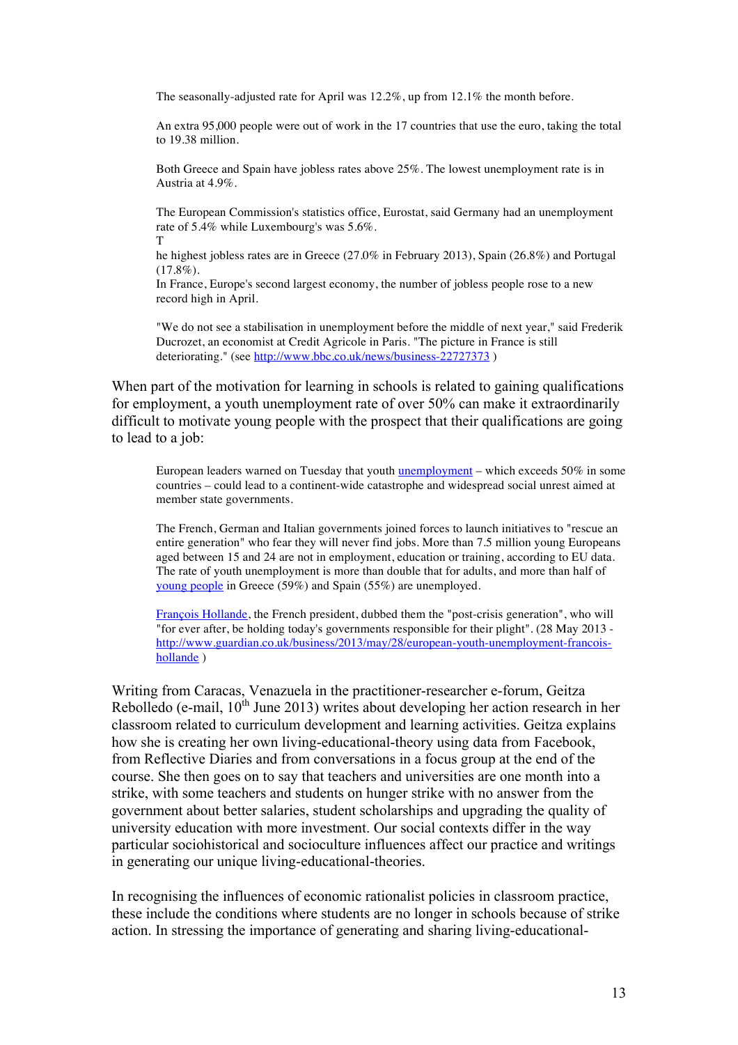> The seasonally-adjusted rate for April was 12.2%, up from 12.1% the month before.
>
> An extra 95,000 people were out of work in the 17 countries that use the euro, taking the total to 19.38 million.
>
> Both Greece and Spain have jobless rates above 25%. The lowest unemployment rate is in Austria at 4.9%.
>
> The European Commission's statistics office, Eurostat, said Germany had an unemployment rate of 5.4% while Luxembourg's was 5.6%.
> T
> he highest jobless rates are in Greece (27.0% in February 2013), Spain (26.8%) and Portugal (17.8%).
> In France, Europe's second largest economy, the number of jobless people rose to a new record high in April.
>
> "We do not see a stabilisation in unemployment before the middle of next year," said Frederik Ducrozet, an economist at Credit Agricole in Paris. "The picture in France is still deteriorating." (see http://www.bbc.co.uk/news/business-22727373 )

When part of the motivation for learning in schools is related to gaining qualifications for employment, a youth unemployment rate of over 50% can make it extraordinarily difficult to motivate young people with the prospect that their qualifications are going to lead to a job:

> European leaders warned on Tuesday that youth unemployment – which exceeds 50% in some countries – could lead to a continent-wide catastrophe and widespread social unrest aimed at member state governments.
>
> The French, German and Italian governments joined forces to launch initiatives to "rescue an entire generation" who fear they will never find jobs. More than 7.5 million young Europeans aged between 15 and 24 are not in employment, education or training, according to EU data. The rate of youth unemployment is more than double that for adults, and more than half of young people in Greece (59%) and Spain (55%) are unemployed.
>
> François Hollande, the French president, dubbed them the "post-crisis generation", who will "for ever after, be holding today's governments responsible for their plight". (28 May 2013 - http://www.guardian.co.uk/business/2013/may/28/european-youth-unemployment-francois-hollande )

Writing from Caracas, Venazuela in the practitioner-researcher e-forum, Geitza Rebolledo (e-mail, 10th June 2013) writes about developing her action research in her classroom related to curriculum development and learning activities. Geitza explains how she is creating her own living-educational-theory using data from Facebook, from Reflective Diaries and from conversations in a focus group at the end of the course. She then goes on to say that teachers and universities are one month into a strike, with some teachers and students on hunger strike with no answer from the government about better salaries, student scholarships and upgrading the quality of university education with more investment. Our social contexts differ in the way particular sociohistorical and socioculture influences affect our practice and writings in generating our unique living-educational-theories.

In recognising the influences of economic rationalist policies in classroom practice, these include the conditions where students are no longer in schools because of strike action. In stressing the importance of generating and sharing living-educational-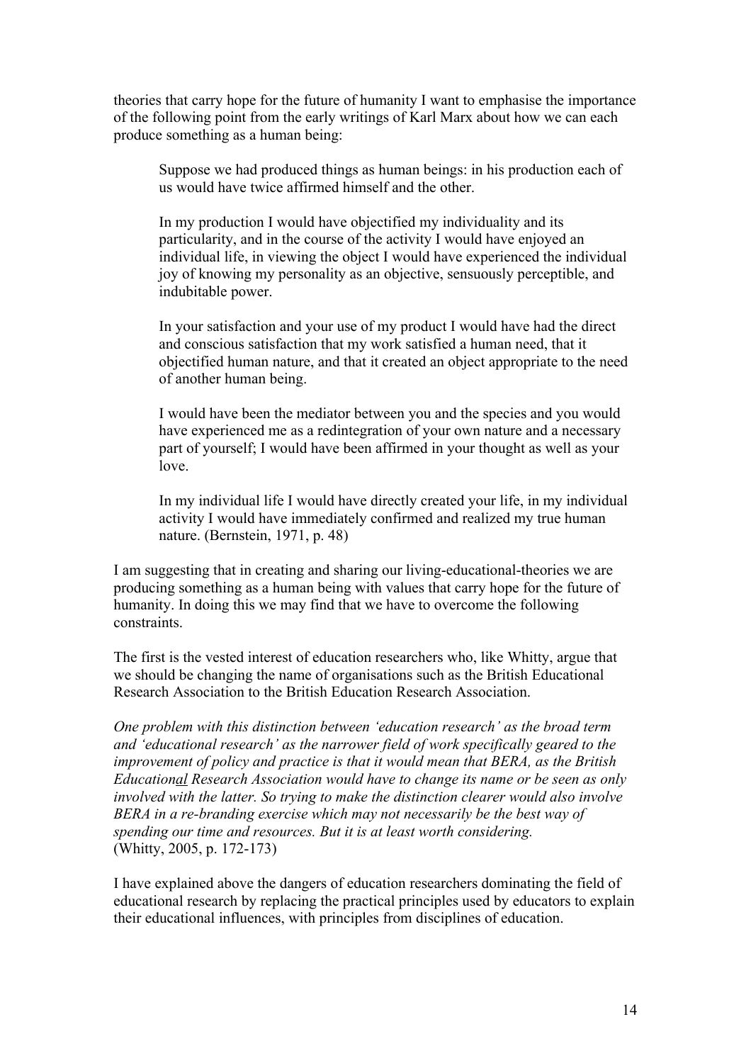theories that carry hope for the future of humanity I want to emphasise the importance of the following point from the early writings of Karl Marx about how we can each produce something as a human being:

> Suppose we had produced things as human beings: in his production each of us would have twice affirmed himself and the other.
>
> In my production I would have objectified my individuality and its particularity, and in the course of the activity I would have enjoyed an individual life, in viewing the object I would have experienced the individual joy of knowing my personality as an objective, sensuously perceptible, and indubitable power.
>
> In your satisfaction and your use of my product I would have had the direct and conscious satisfaction that my work satisfied a human need, that it objectified human nature, and that it created an object appropriate to the need of another human being.
>
> I would have been the mediator between you and the species and you would have experienced me as a redintegration of your own nature and a necessary part of yourself; I would have been affirmed in your thought as well as your love.
>
> In my individual life I would have directly created your life, in my individual activity I would have immediately confirmed and realized my true human nature. (Bernstein, 1971, p. 48)

I am suggesting that in creating and sharing our living-educational-theories we are producing something as a human being with values that carry hope for the future of humanity. In doing this we may find that we have to overcome the following constraints.

The first is the vested interest of education researchers who, like Whitty, argue that we should be changing the name of organisations such as the British Educational Research Association to the British Education Research Association.

*One problem with this distinction between 'education research' as the broad term and 'educational research' as the narrower field of work specifically geared to the improvement of policy and practice is that it would mean that BERA, as the British Educational Research Association would have to change its name or be seen as only involved with the latter. So trying to make the distinction clearer would also involve BERA in a re-branding exercise which may not necessarily be the best way of spending our time and resources. But it is at least worth considering.*
(Whitty, 2005, p. 172-173)

I have explained above the dangers of education researchers dominating the field of educational research by replacing the practical principles used by educators to explain their educational influences, with principles from disciplines of education.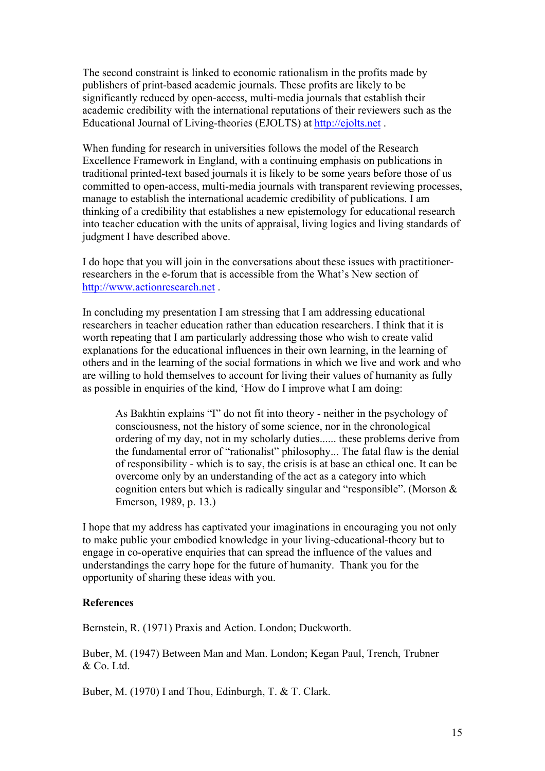The second constraint is linked to economic rationalism in the profits made by publishers of print-based academic journals. These profits are likely to be significantly reduced by open-access, multi-media journals that establish their academic credibility with the international reputations of their reviewers such as the Educational Journal of Living-theories (EJOLTS) at http://ejolts.net .

When funding for research in universities follows the model of the Research Excellence Framework in England, with a continuing emphasis on publications in traditional printed-text based journals it is likely to be some years before those of us committed to open-access, multi-media journals with transparent reviewing processes, manage to establish the international academic credibility of publications. I am thinking of a credibility that establishes a new epistemology for educational research into teacher education with the units of appraisal, living logics and living standards of judgment I have described above.

I do hope that you will join in the conversations about these issues with practitioner-researchers in the e-forum that is accessible from the What's New section of http://www.actionresearch.net .

In concluding my presentation I am stressing that I am addressing educational researchers in teacher education rather than education researchers. I think that it is worth repeating that I am particularly addressing those who wish to create valid explanations for the educational influences in their own learning, in the learning of others and in the learning of the social formations in which we live and work and who are willing to hold themselves to account for living their values of humanity as fully as possible in enquiries of the kind, 'How do I improve what I am doing:

> As Bakhtin explains "I" do not fit into theory - neither in the psychology of consciousness, not the history of some science, nor in the chronological ordering of my day, not in my scholarly duties...... these problems derive from the fundamental error of "rationalist" philosophy... The fatal flaw is the denial of responsibility - which is to say, the crisis is at base an ethical one. It can be overcome only by an understanding of the act as a category into which cognition enters but which is radically singular and "responsible". (Morson & Emerson, 1989, p. 13.)

I hope that my address has captivated your imaginations in encouraging you not only to make public your embodied knowledge in your living-educational-theory but to engage in co-operative enquiries that can spread the influence of the values and understandings the carry hope for the future of humanity.  Thank you for the opportunity of sharing these ideas with you.

**References**

Bernstein, R. (1971) Praxis and Action. London; Duckworth.

Buber, M. (1947) Between Man and Man. London; Kegan Paul, Trench, Trubner & Co. Ltd.

Buber, M. (1970) I and Thou, Edinburgh, T. & T. Clark.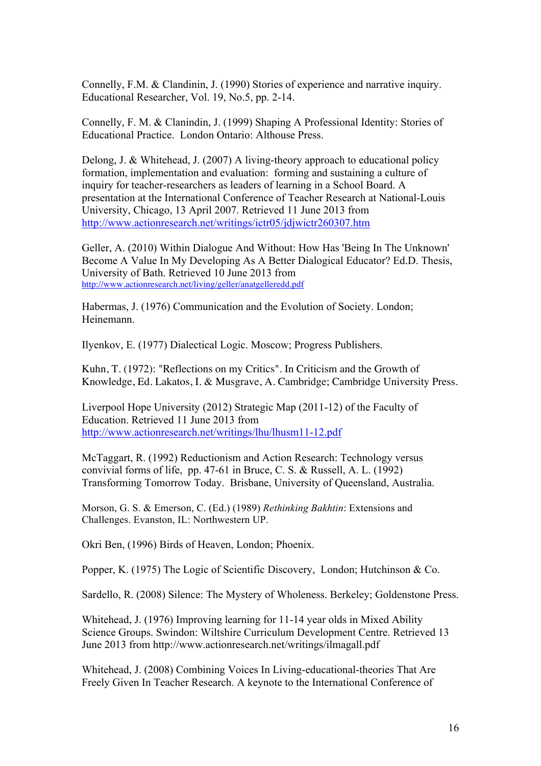Connelly, F.M. & Clandinin, J. (1990) Stories of experience and narrative inquiry. Educational Researcher, Vol. 19, No.5, pp. 2-14.

Connelly, F. M. & Clanindin, J. (1999) Shaping A Professional Identity: Stories of Educational Practice. London Ontario: Althouse Press.

Delong, J. & Whitehead, J. (2007) A living-theory approach to educational policy formation, implementation and evaluation: forming and sustaining a culture of inquiry for teacher-researchers as leaders of learning in a School Board. A presentation at the International Conference of Teacher Research at National-Louis University, Chicago, 13 April 2007. Retrieved 11 June 2013 from http://www.actionresearch.net/writings/ictr05/jdjwictr260307.htm

Geller, A. (2010) Within Dialogue And Without: How Has 'Being In The Unknown' Become A Value In My Developing As A Better Dialogical Educator? Ed.D. Thesis, University of Bath. Retrieved 10 June 2013 from http://www.actionresearch.net/living/geller/anatgelleredd.pdf

Habermas, J. (1976) Communication and the Evolution of Society. London; Heinemann.

Ilyenkov, E. (1977) Dialectical Logic. Moscow; Progress Publishers.

Kuhn, T. (1972): "Reflections on my Critics". In Criticism and the Growth of Knowledge, Ed. Lakatos, I. & Musgrave, A. Cambridge; Cambridge University Press.

Liverpool Hope University (2012) Strategic Map (2011-12) of the Faculty of Education. Retrieved 11 June 2013 from http://www.actionresearch.net/writings/lhu/lhusm11-12.pdf

McTaggart, R. (1992) Reductionism and Action Research: Technology versus convivial forms of life, pp. 47-61 in Bruce, C. S. & Russell, A. L. (1992) Transforming Tomorrow Today. Brisbane, University of Queensland, Australia.

Morson, G. S. & Emerson, C. (Ed.) (1989) *Rethinking Bakhtin*: Extensions and Challenges. Evanston, IL: Northwestern UP.

Okri Ben, (1996) Birds of Heaven, London; Phoenix.

Popper, K. (1975) The Logic of Scientific Discovery, London; Hutchinson & Co.

Sardello, R. (2008) Silence: The Mystery of Wholeness. Berkeley; Goldenstone Press.

Whitehead, J. (1976) Improving learning for 11-14 year olds in Mixed Ability Science Groups. Swindon: Wiltshire Curriculum Development Centre. Retrieved 13 June 2013 from http://www.actionresearch.net/writings/ilmagall.pdf

Whitehead, J. (2008) Combining Voices In Living-educational-theories That Are Freely Given In Teacher Research. A keynote to the International Conference of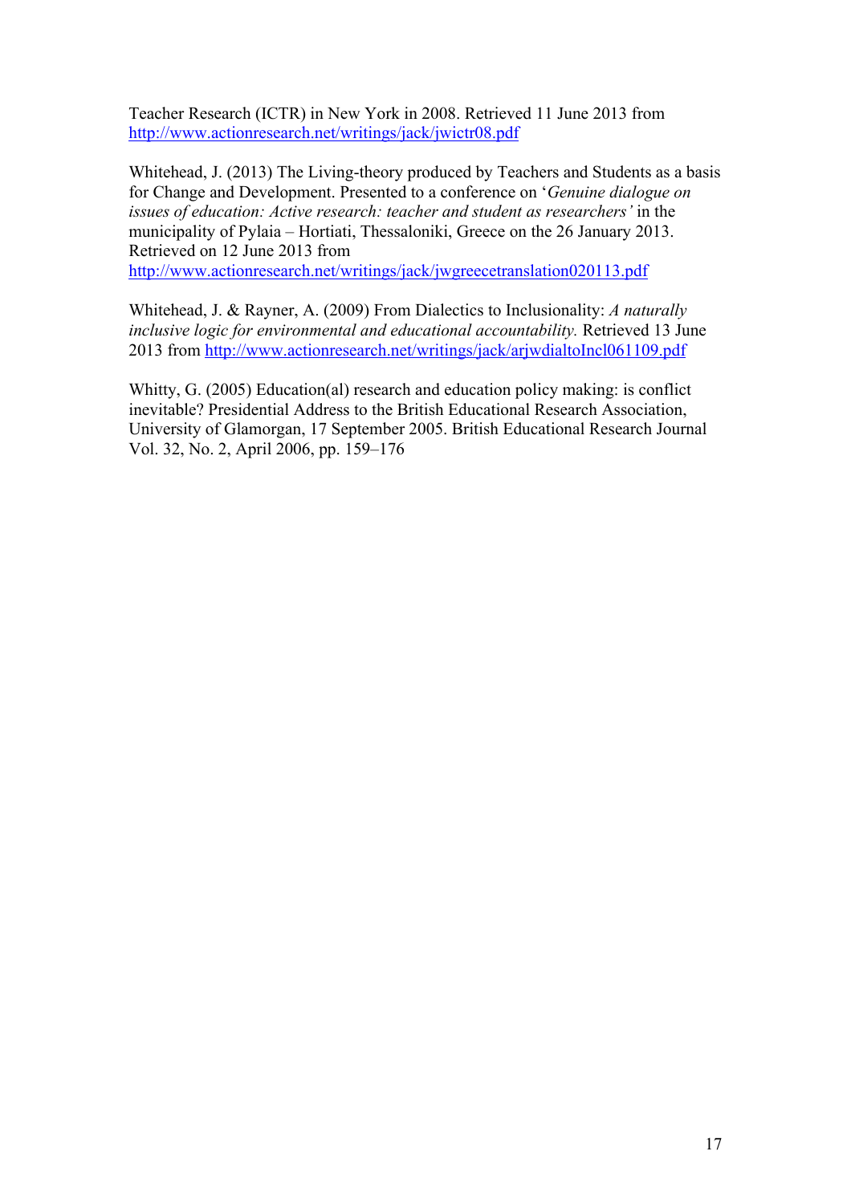Teacher Research (ICTR) in New York in 2008. Retrieved 11 June 2013 from http://www.actionresearch.net/writings/jack/jwictr08.pdf

Whitehead, J. (2013) The Living-theory produced by Teachers and Students as a basis for Change and Development. Presented to a conference on '*Genuine dialogue on issues of education: Active research: teacher and student as researchers'* in the municipality of Pylaia – Hortiati, Thessaloniki, Greece on the 26 January 2013. Retrieved on 12 June 2013 from http://www.actionresearch.net/writings/jack/jwgreecetranslation020113.pdf

Whitehead, J. & Rayner, A. (2009) From Dialectics to Inclusionality: *A naturally inclusive logic for environmental and educational accountability.* Retrieved 13 June 2013 from http://www.actionresearch.net/writings/jack/arjwdialtoIncl061109.pdf

Whitty, G. (2005) Education(al) research and education policy making: is conflict inevitable? Presidential Address to the British Educational Research Association, University of Glamorgan, 17 September 2005. British Educational Research Journal Vol. 32, No. 2, April 2006, pp. 159–176